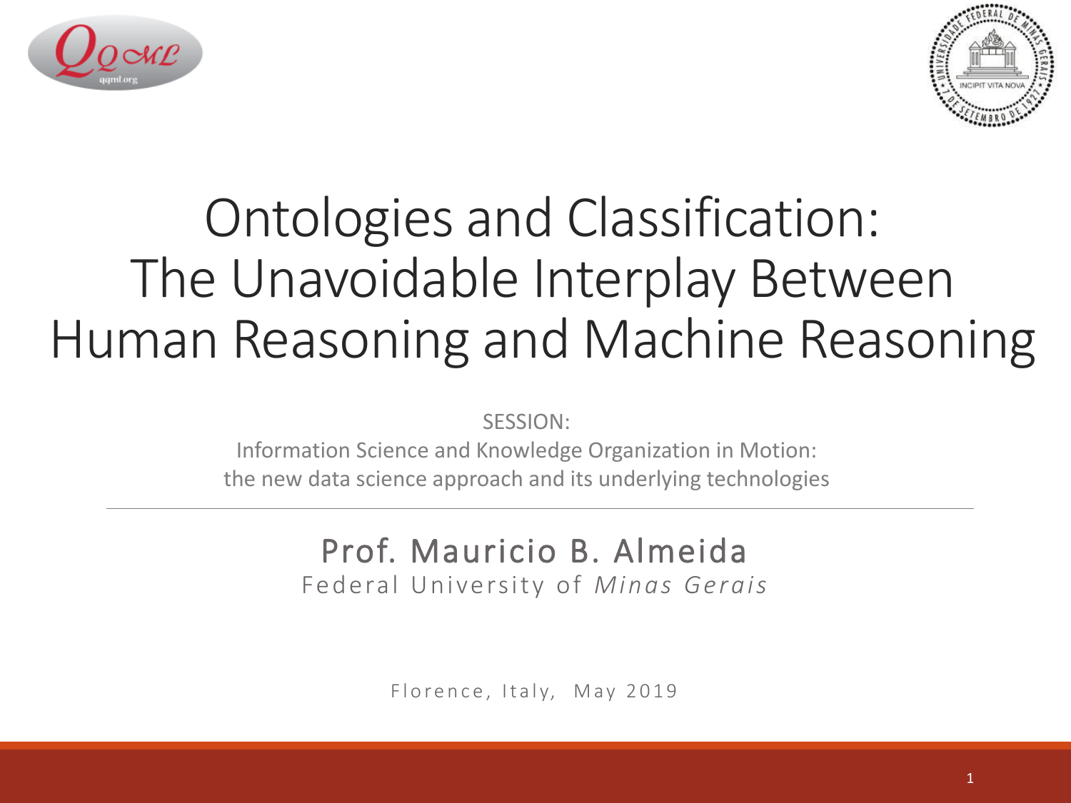# Ontologies and Classification: The Unavoidable Interplay Between Human Reasoning and Machine Reasoning

SESSION:

Information Science and Knowledge Organization in Motion: the new data science approach and its underlying technologies

---

## Prof. Mauricio B. Almeida

Federal University of *Minas Gerais*

Florence, Italy, May 2019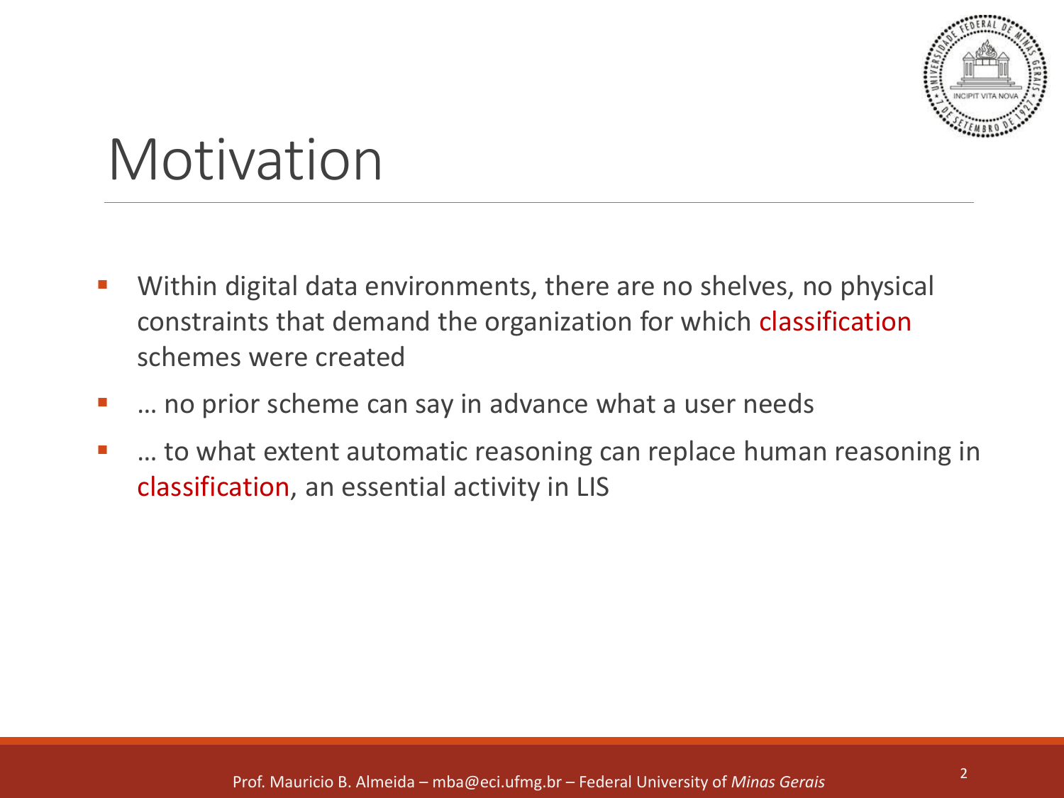# Motivation

- Within digital data environments, there are no shelves, no physical constraints that demand the organization for which classification schemes were created
- … no prior scheme can say in advance what a user needs
- … to what extent automatic reasoning can replace human reasoning in classification, an essential activity in LIS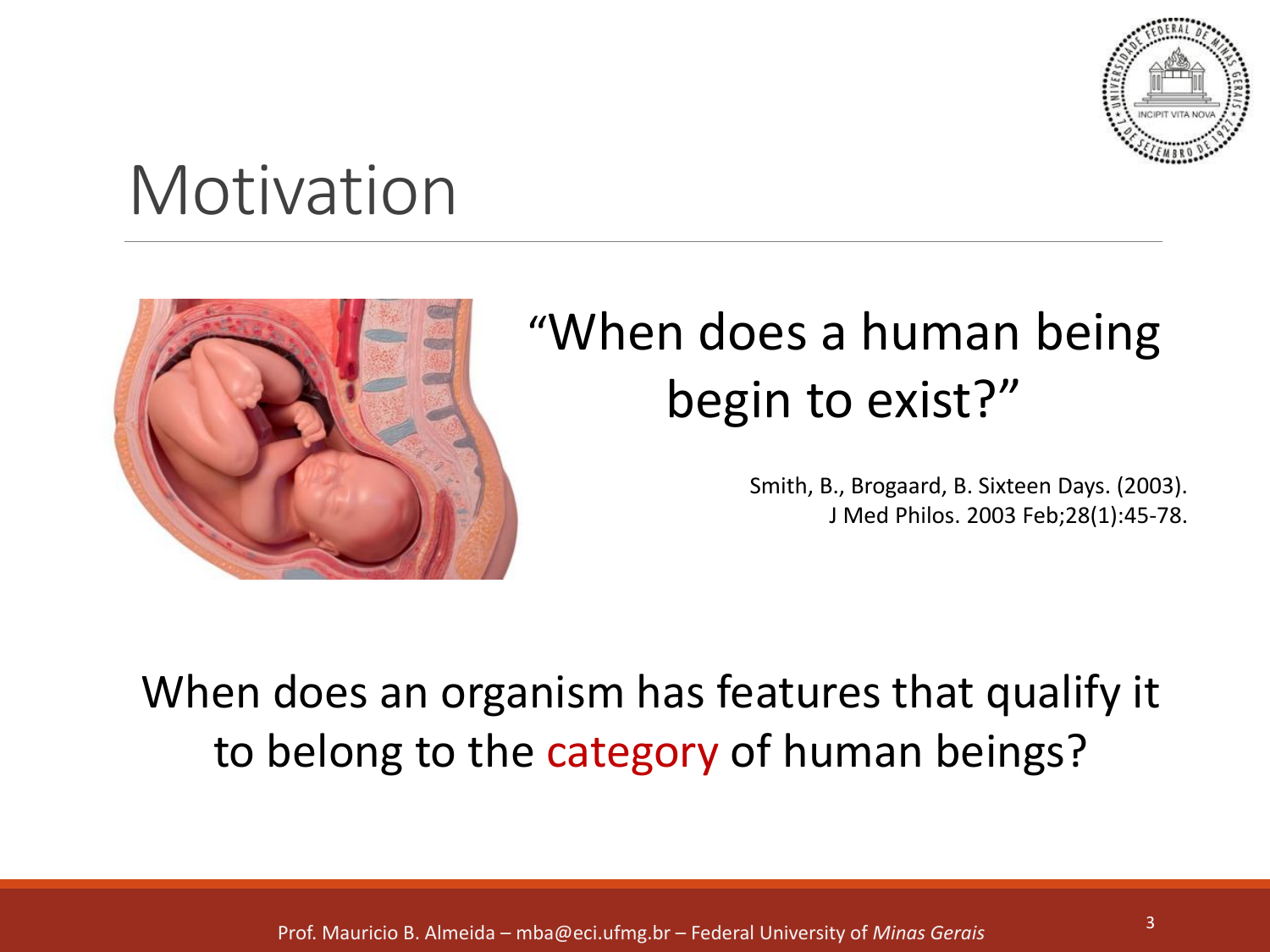# Motivation

"When does a human being begin to exist?"

Smith, B., Brogaard, B. Sixteen Days. (2003). J Med Philos. 2003 Feb;28(1):45-78.

When does an organism has features that qualify it to belong to the category of human beings?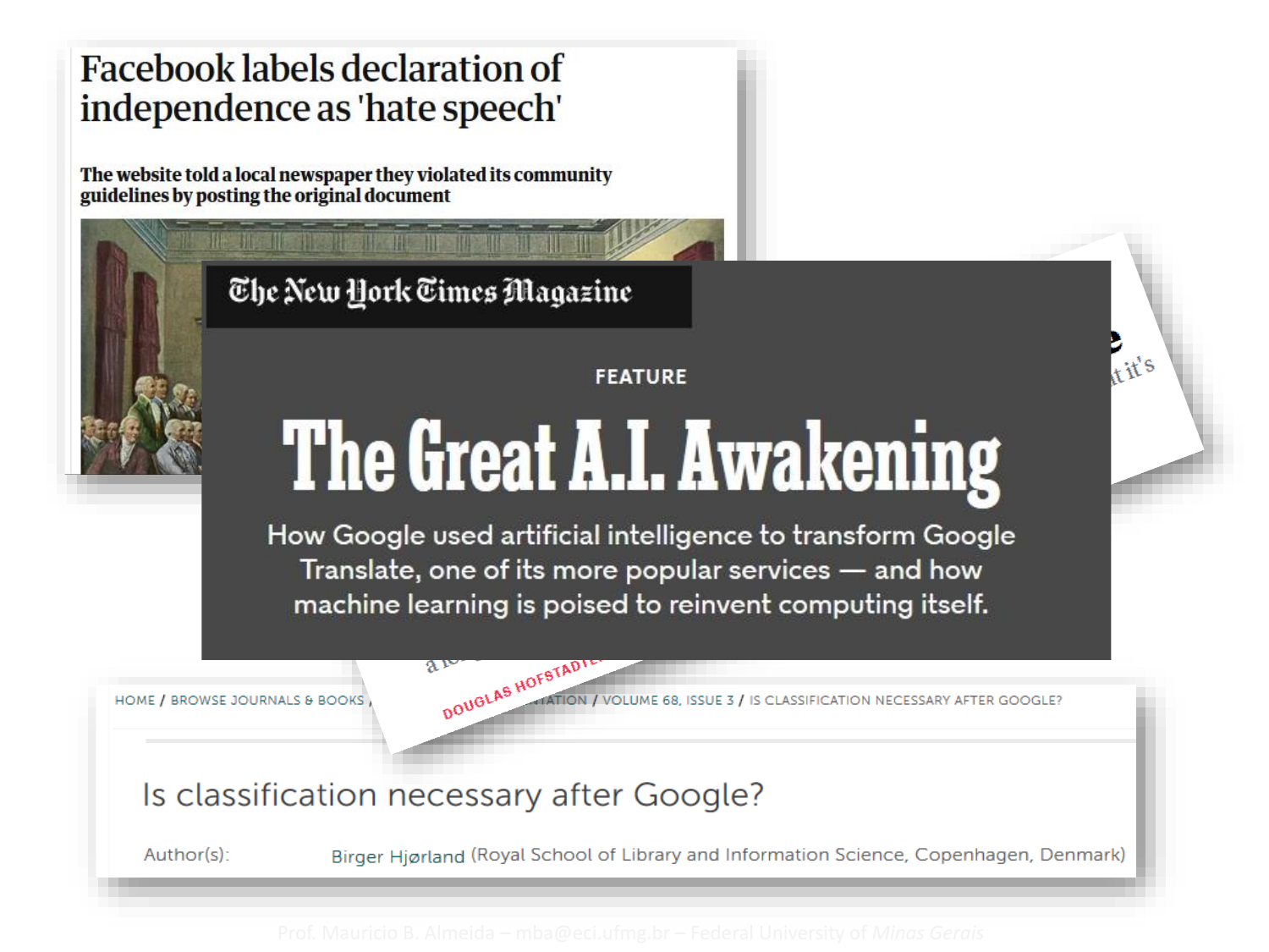# Facebook labels declaration of independence as 'hate speech'

**The website told a local newspaper they violated its community guidelines by posting the original document**

The New York Times Magazine

FEATURE

# The Great A.I. Awakening

How Google used artificial intelligence to transform Google Translate, one of its more popular services — and how machine learning is poised to reinvent computing itself.

DOUGLAS HOFSTADTER

HOME / BROWSE JOURNALS & BOOKS / ... ATION / VOLUME 68, ISSUE 3 / IS CLASSIFICATION NECESSARY AFTER GOOGLE?

## Is classification necessary after Google?

Author(s): Birger Hjørland (Royal School of Library and Information Science, Copenhagen, Denmark)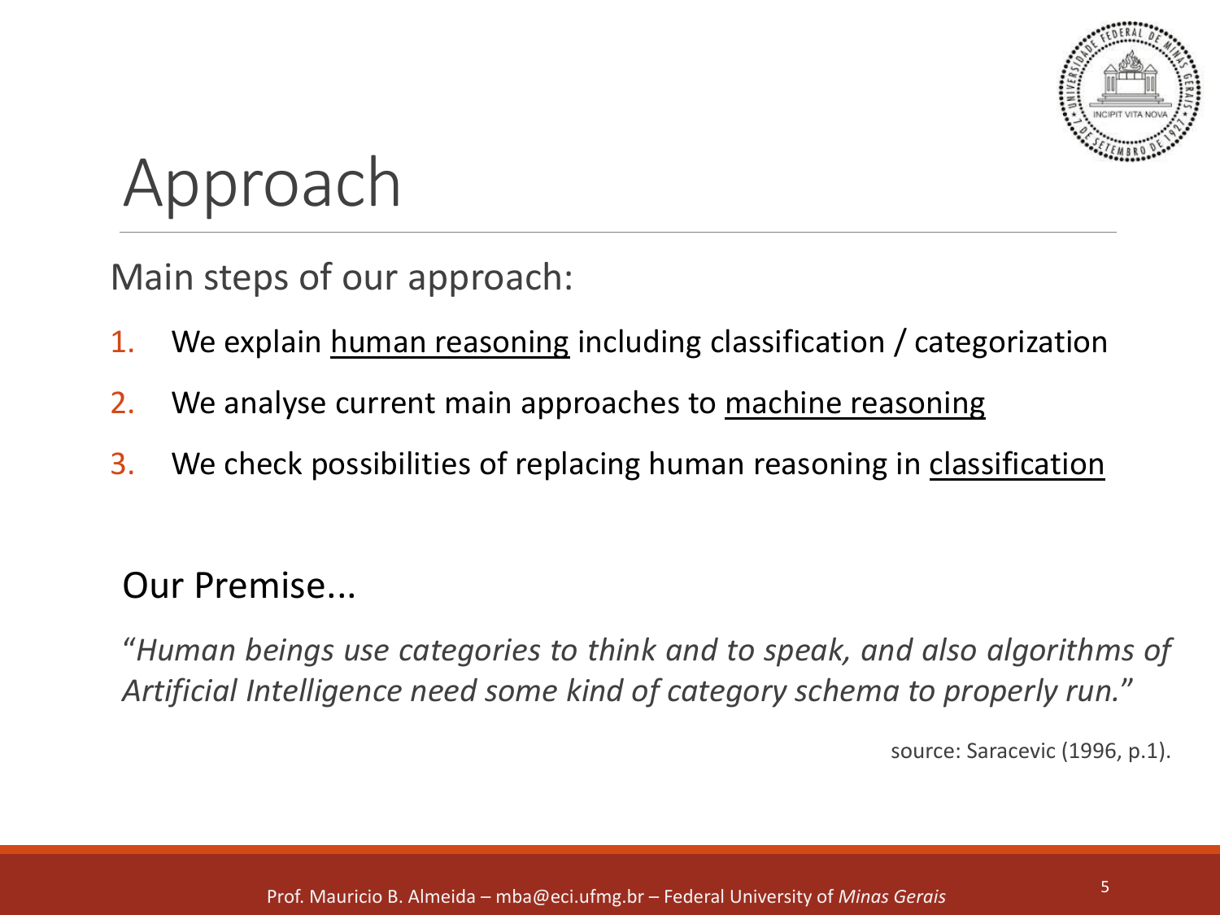# Approach

Main steps of our approach:

1. We explain human reasoning including classification / categorization
2. We analyse current main approaches to machine reasoning
3. We check possibilities of replacing human reasoning in classification

## Our Premise...

*"Human beings use categories to think and to speak, and also algorithms of Artificial Intelligence need some kind of category schema to properly run."*

source: Saracevic (1996, p.1).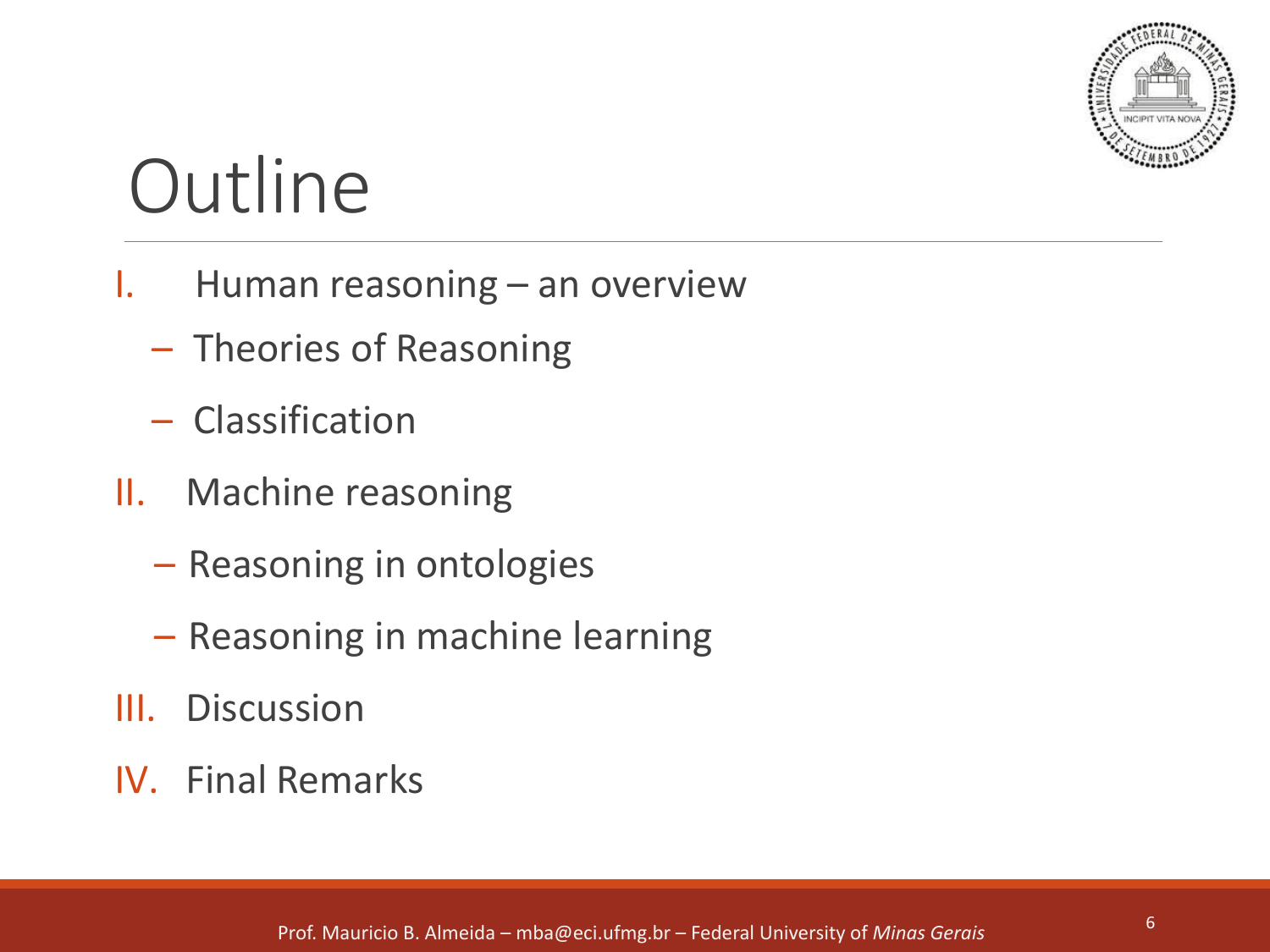# Outline

I. Human reasoning – an overview
   - Theories of Reasoning
   - Classification

II. Machine reasoning
   - Reasoning in ontologies
   - Reasoning in machine learning

III. Discussion

IV. Final Remarks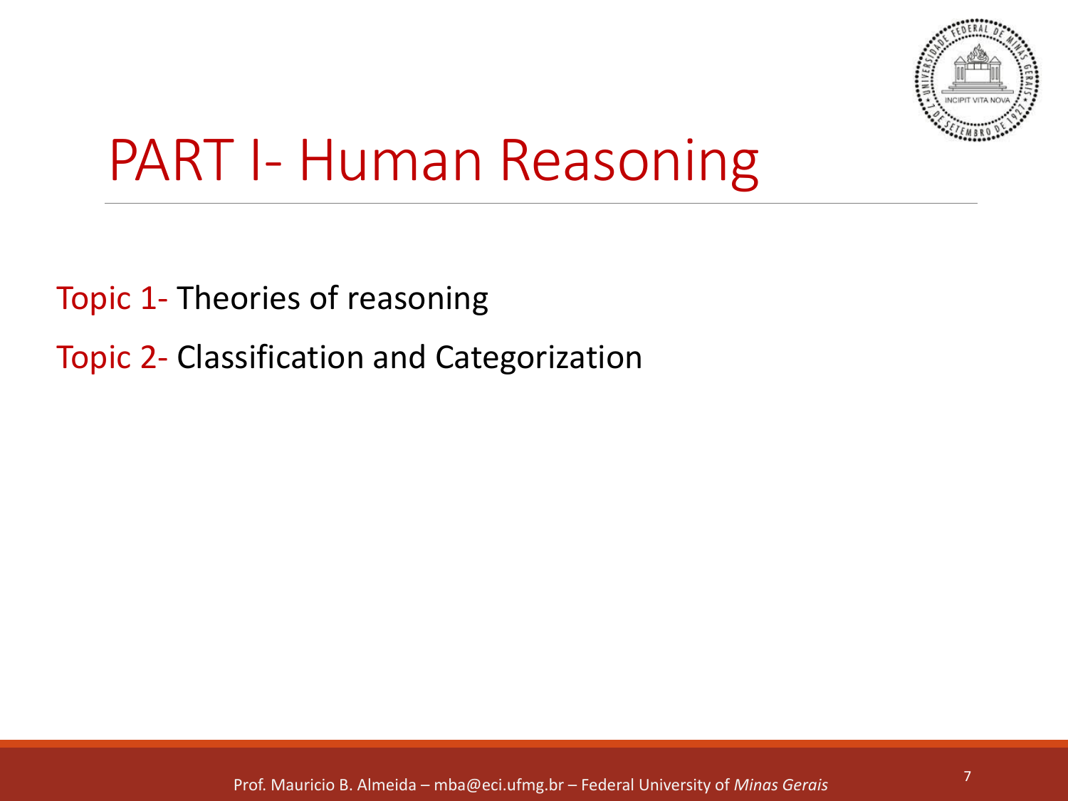# PART I- Human Reasoning

Topic 1- Theories of reasoning

Topic 2- Classification and Categorization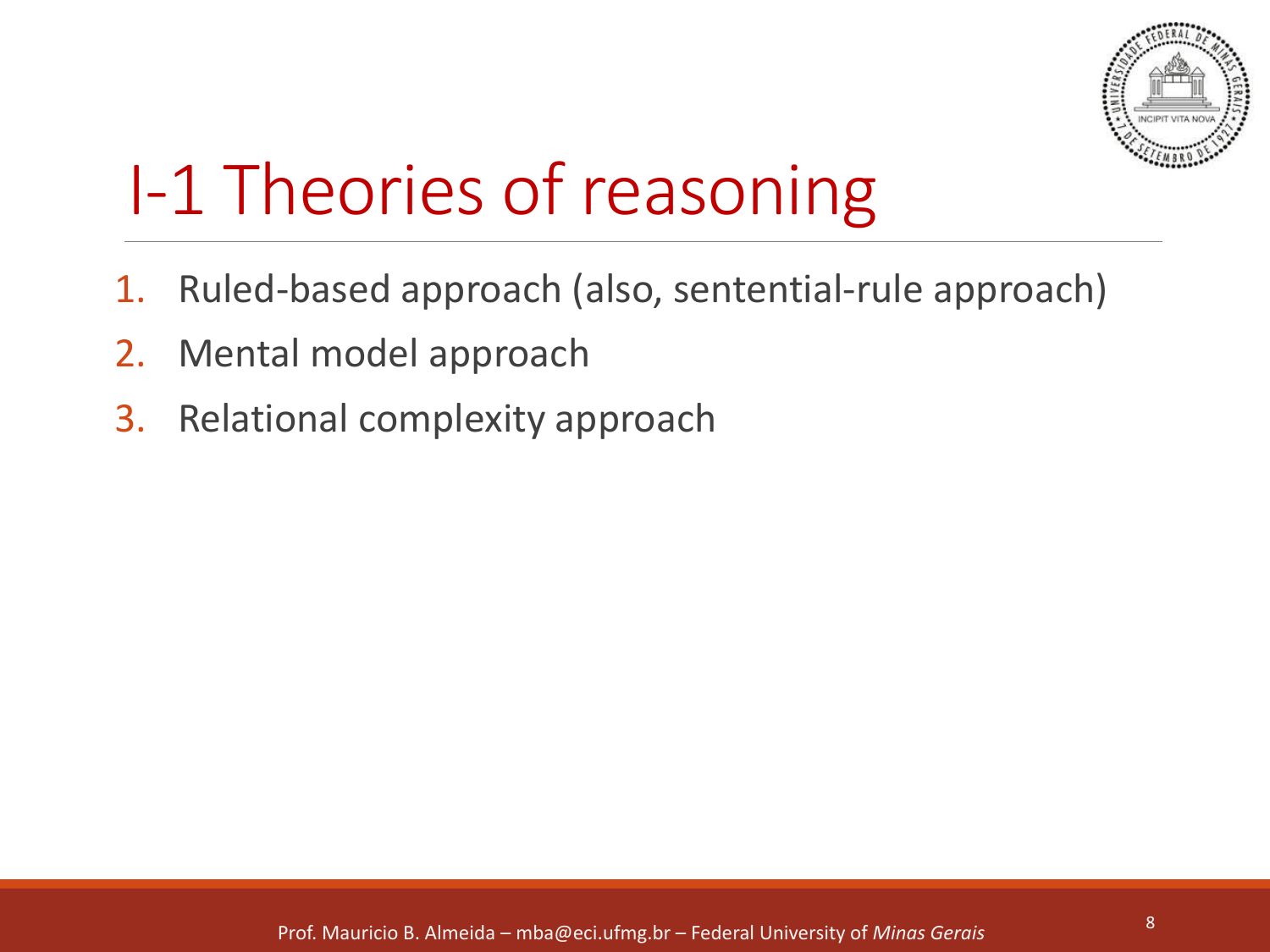# I-1 Theories of reasoning

1. Ruled-based approach (also, sentential-rule approach)
2. Mental model approach
3. Relational complexity approach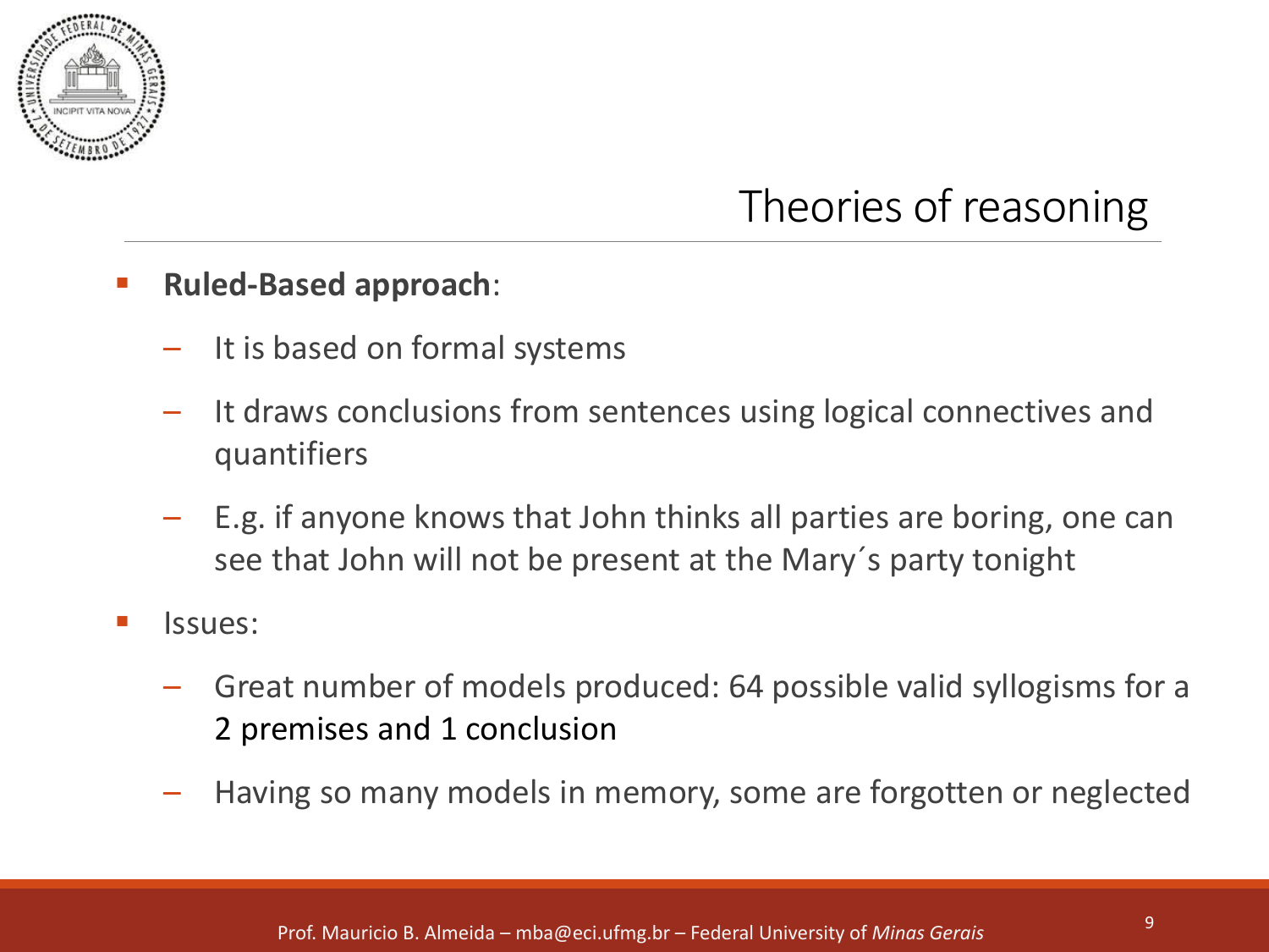# Theories of reasoning

- **Ruled-Based approach**:
  - It is based on formal systems
  - It draws conclusions from sentences using logical connectives and quantifiers
  - E.g. if anyone knows that John thinks all parties are boring, one can see that John will not be present at the Mary´s party tonight
- Issues:
  - Great number of models produced: 64 possible valid syllogisms for a 2 premises and 1 conclusion
  - Having so many models in memory, some are forgotten or neglected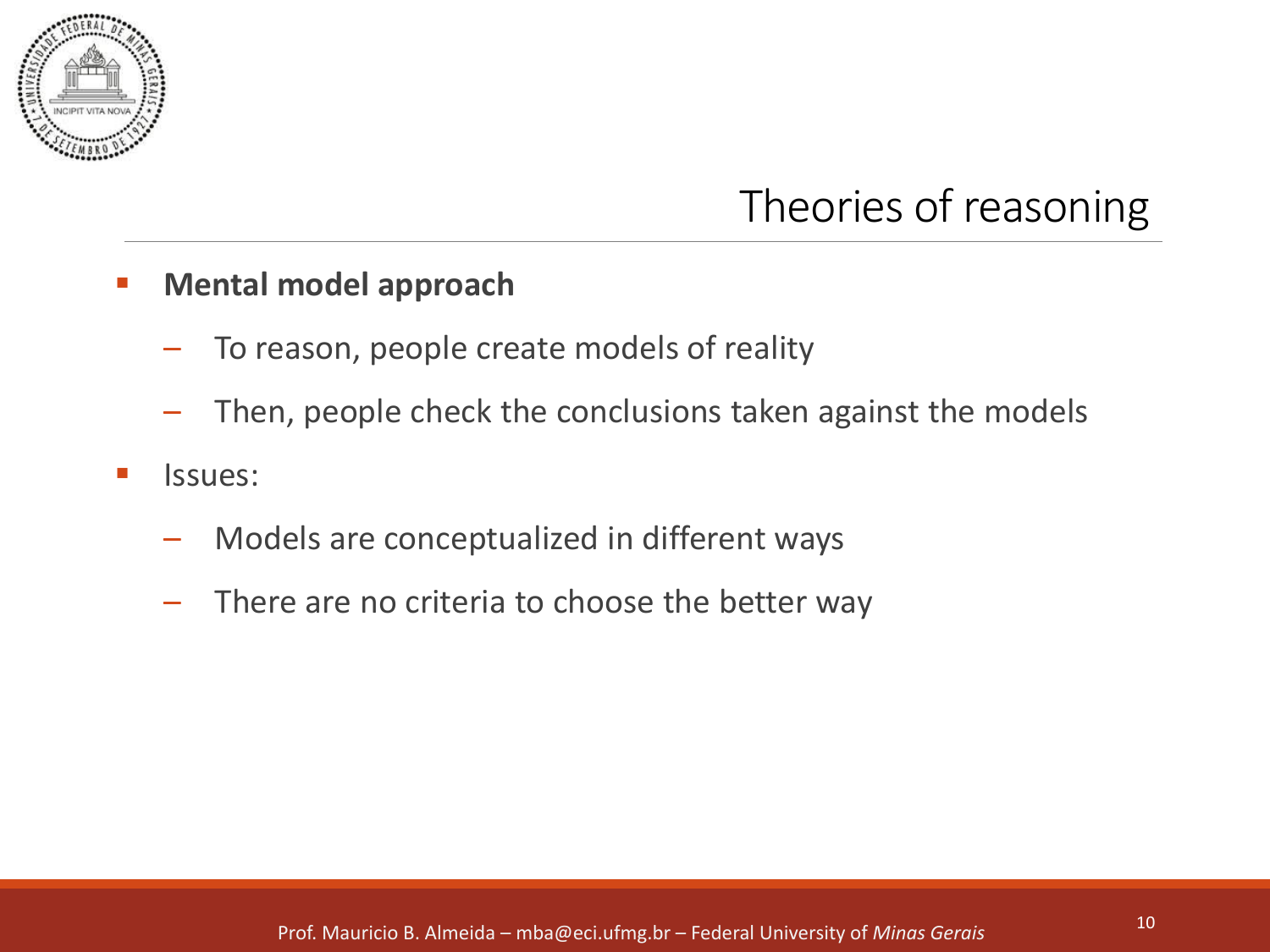## Theories of reasoning

- **Mental model approach**
  - To reason, people create models of reality
  - Then, people check the conclusions taken against the models
- Issues:
  - Models are conceptualized in different ways
  - There are no criteria to choose the better way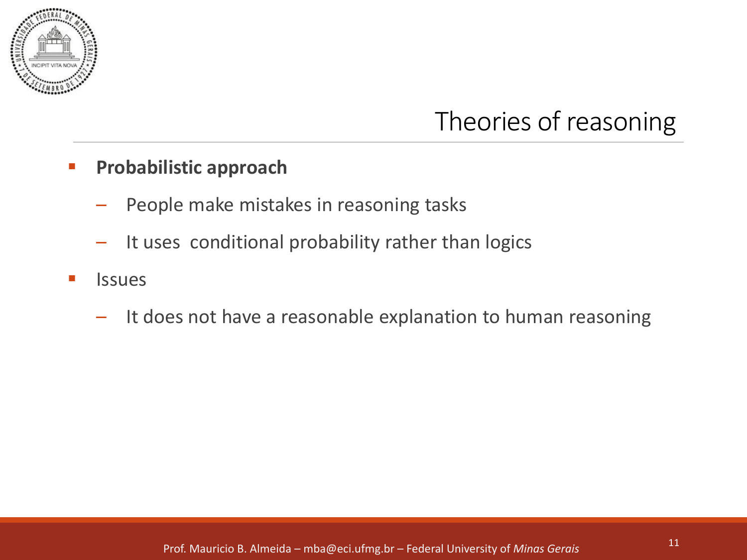## Theories of reasoning

- **Probabilistic approach**
  - People make mistakes in reasoning tasks
  - It uses  conditional probability rather than logics
- Issues
  - It does not have a reasonable explanation to human reasoning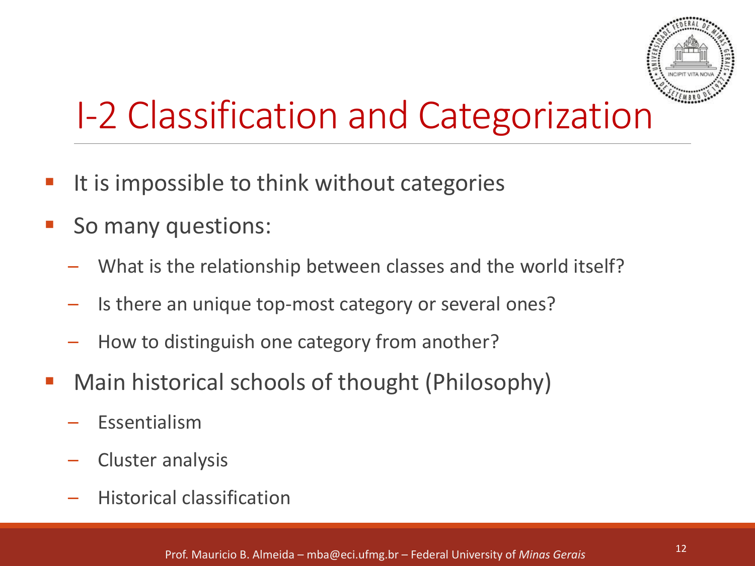# I-2 Classification and Categorization

- It is impossible to think without categories
- So many questions:
  - What is the relationship between classes and the world itself?
  - Is there an unique top-most category or several ones?
  - How to distinguish one category from another?
- Main historical schools of thought (Philosophy)
  - Essentialism
  - Cluster analysis
  - Historical classification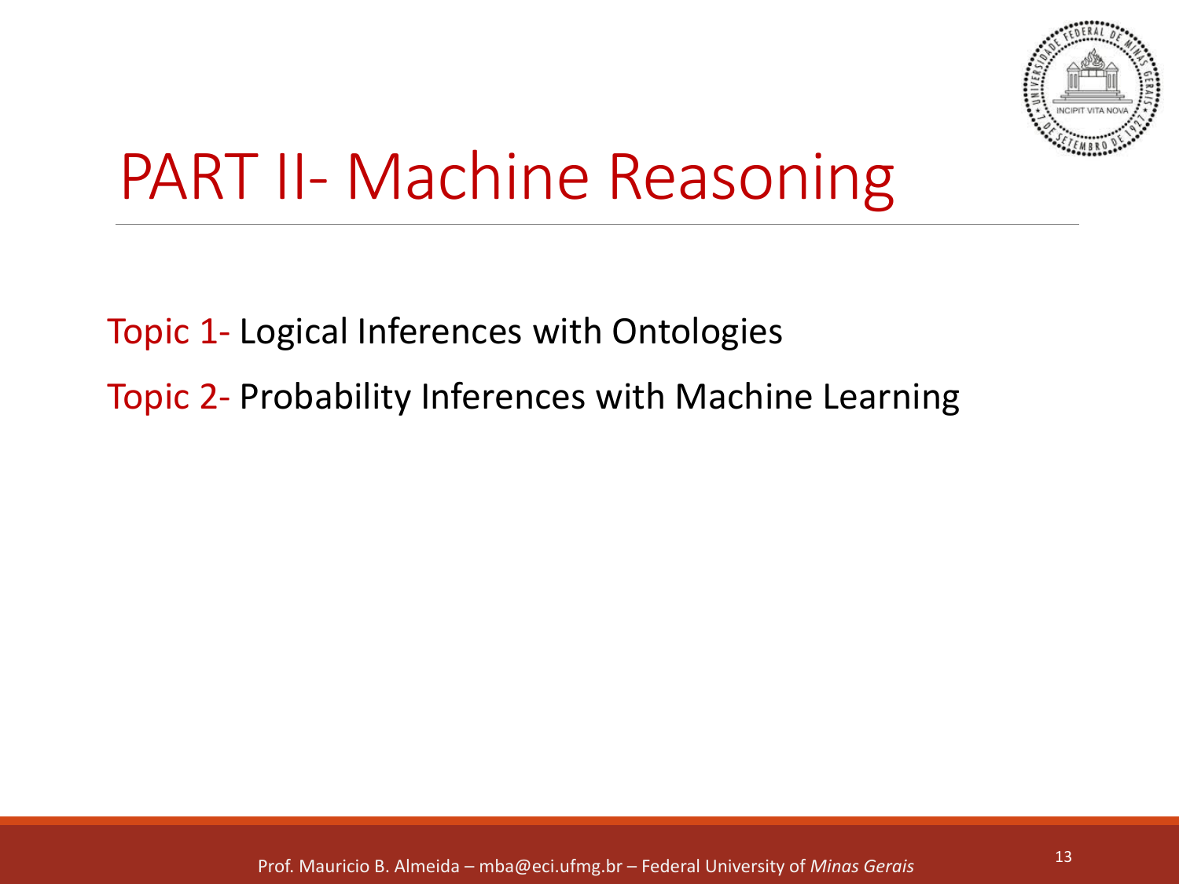# PART II- Machine Reasoning

Topic 1- Logical Inferences with Ontologies

Topic 2- Probability Inferences with Machine Learning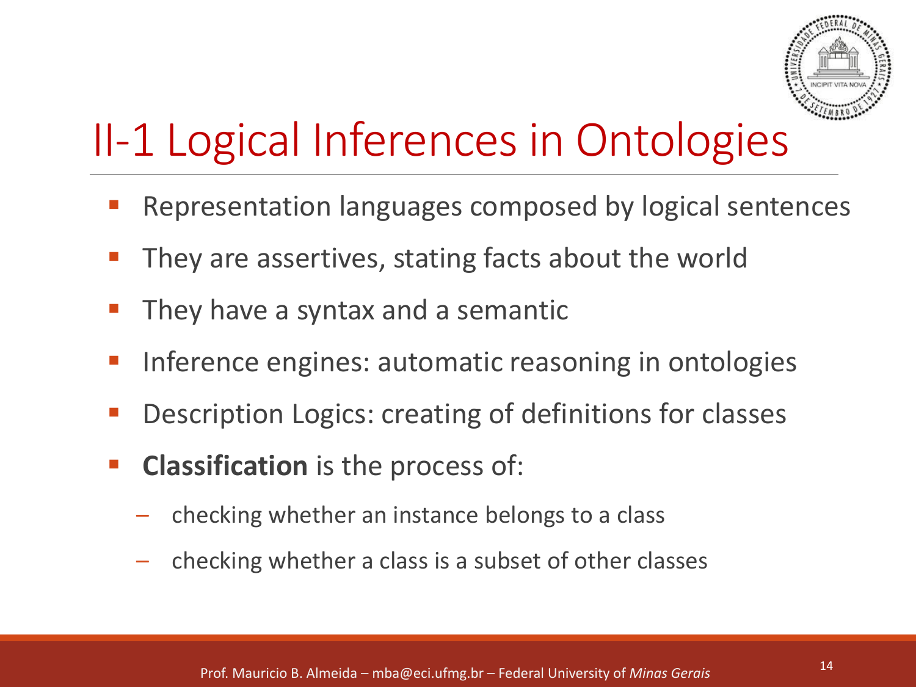# II-1 Logical Inferences in Ontologies

- Representation languages composed by logical sentences
- They are assertives, stating facts about the world
- They have a syntax and a semantic
- Inference engines: automatic reasoning in ontologies
- Description Logics: creating of definitions for classes
- **Classification** is the process of:
  - checking whether an instance belongs to a class
  - checking whether a class is a subset of other classes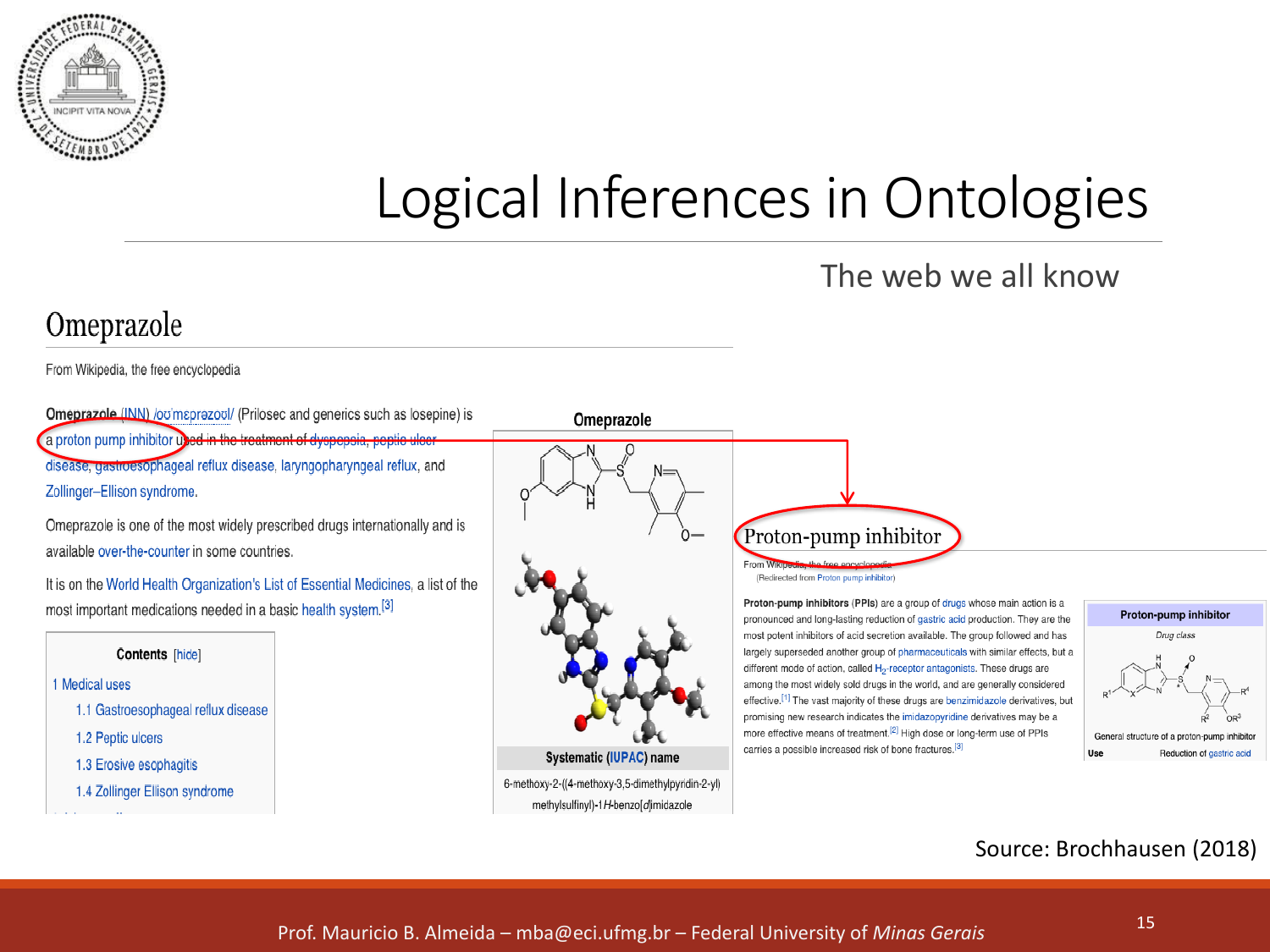# Logical Inferences in Ontologies

## The web we all know

### Omeprazole

From Wikipedia, the free encyclopedia

**Omeprazole** (INN) /oʊˈmɛprəzoʊl/ (Prilosec and generics such as losepine) is a proton pump inhibitor used in the treatment of dyspepsia, peptic ulcer disease, gastroesophageal reflux disease, laryngopharyngeal reflux, and Zollinger–Ellison syndrome.

Omeprazole is one of the most widely prescribed drugs internationally and is available over-the-counter in some countries.

It is on the World Health Organization's List of Essential Medicines, a list of the most important medications needed in a basic health system.[3]

**Contents** [hide]

1 Medical uses
- 1.1 Gastroesophageal reflux disease
- 1.2 Peptic ulcers
- 1.3 Erosive esophagitis
- 1.4 Zollinger Ellison syndrome

**Omeprazole**

**Systematic (IUPAC) name**

6-methoxy-2-((4-methoxy-3,5-dimethylpyridin-2-yl) methylsulfinyl)-1*H*-benzo[*d*]imidazole

### Proton-pump inhibitor

From Wikipedia, the free encyclopedia
(Redirected from Proton pump inhibitor)

**Proton-pump inhibitors** (**PPIs**) are a group of drugs whose main action is a pronounced and long-lasting reduction of gastric acid production. They are the most potent inhibitors of acid secretion available. The group followed and has largely superseded another group of pharmaceuticals with similar effects, but a different mode of action, called $H_2$-receptor antagonists. These drugs are among the most widely sold drugs in the world, and are generally considered effective.[1] The vast majority of these drugs are benzimidazole derivatives, but promising new research indicates the imidazopyridine derivatives may be a more effective means of treatment.[2] High dose or long-term use of PPIs carries a possible increased risk of bone fractures.[3]

**Proton-pump inhibitor**

*Drug class*

General structure of a proton-pump inhibitor

| Use | Reduction of gastric acid |
|---|---|

Source: Brochhausen (2018)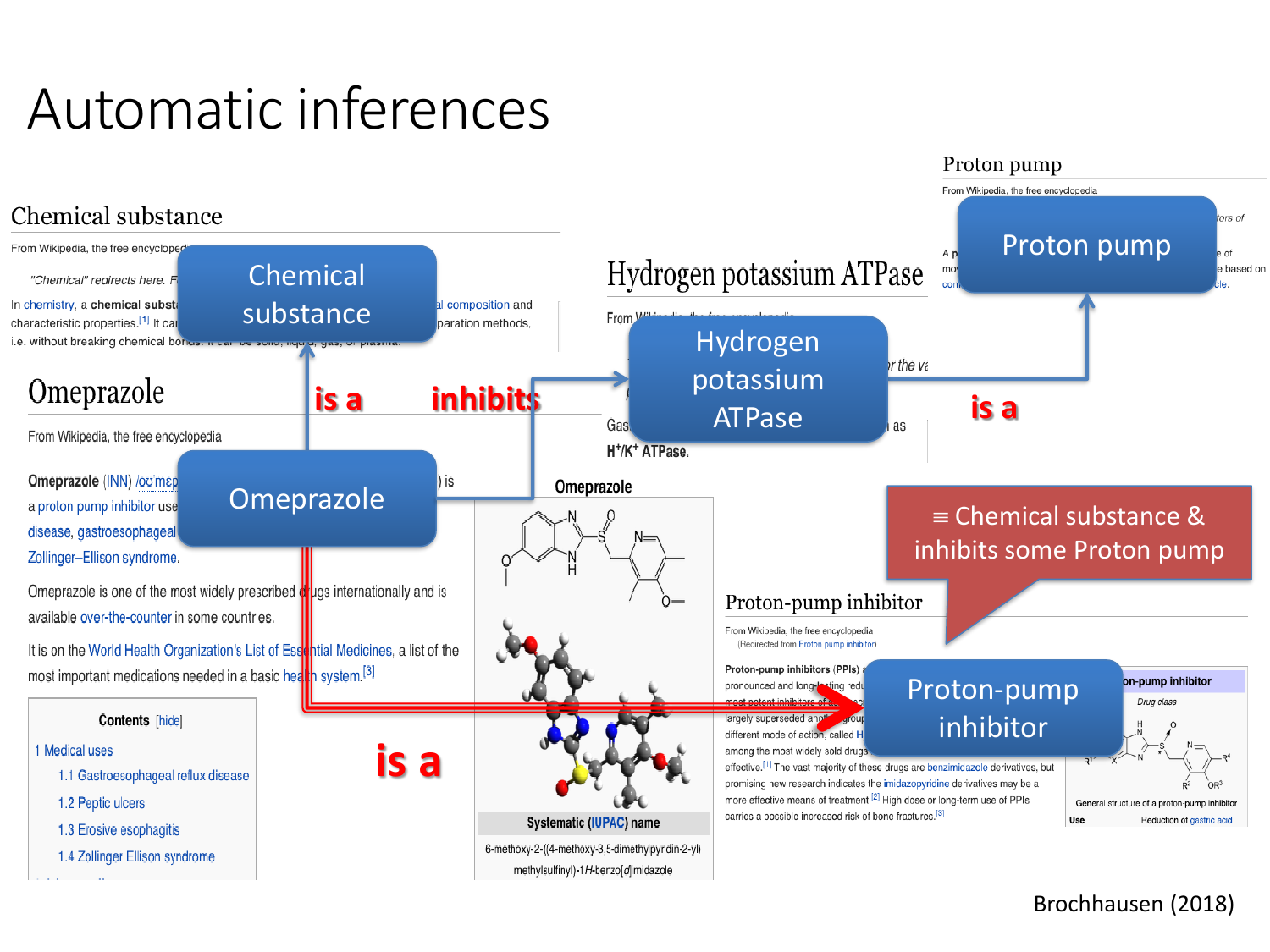# Automatic inferences

Chemical substance

Omeprazole

Hydrogen potassium ATPase

Proton pump

Proton-pump inhibitor

Omeprazole — is a → Chemical substance

Omeprazole — inhibits → Hydrogen potassium ATPase

Hydrogen potassium ATPase — is a → Proton pump

Omeprazole — is a → Proton-pump inhibitor

≡ Chemical substance & inhibits some Proton pump

Brochhausen (2018)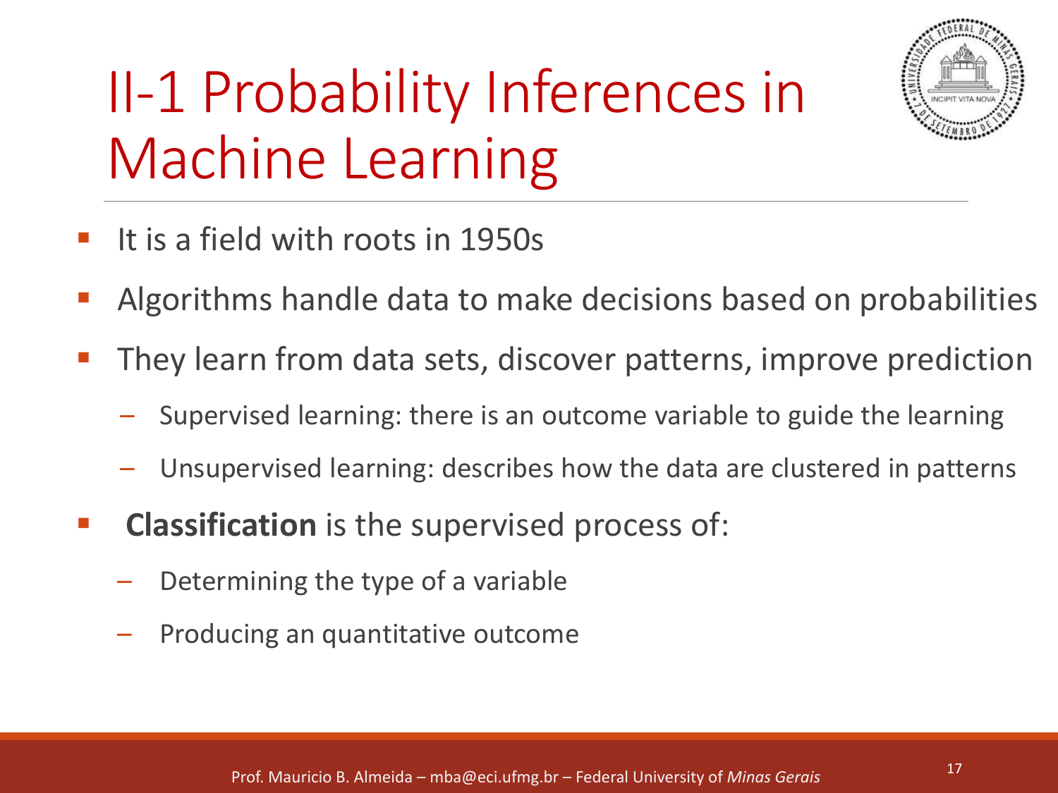# II-1 Probability Inferences in Machine Learning

- It is a field with roots in 1950s
- Algorithms handle data to make decisions based on probabilities
- They learn from data sets, discover patterns, improve prediction
  - Supervised learning: there is an outcome variable to guide the learning
  - Unsupervised learning: describes how the data are clustered in patterns
- **Classification** is the supervised process of:
  - Determining the type of a variable
  - Producing an quantitative outcome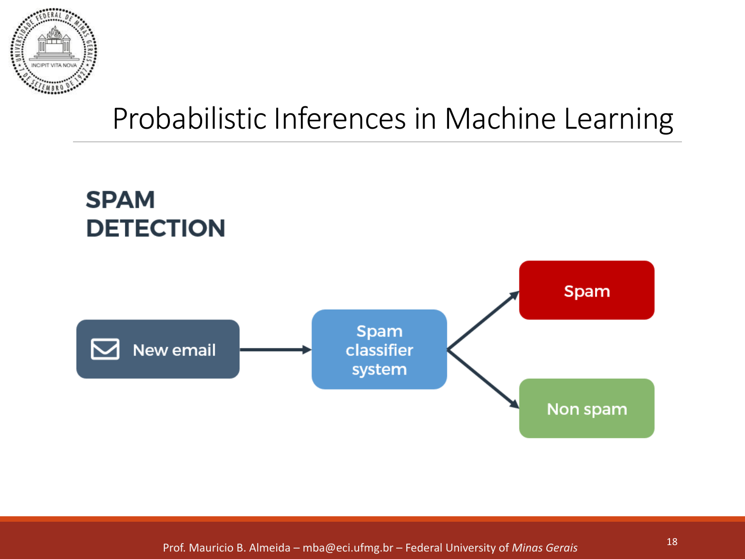# Probabilistic Inferences in Machine Learning

## SPAM DETECTION

New email → Spam classifier system → Spam / Non spam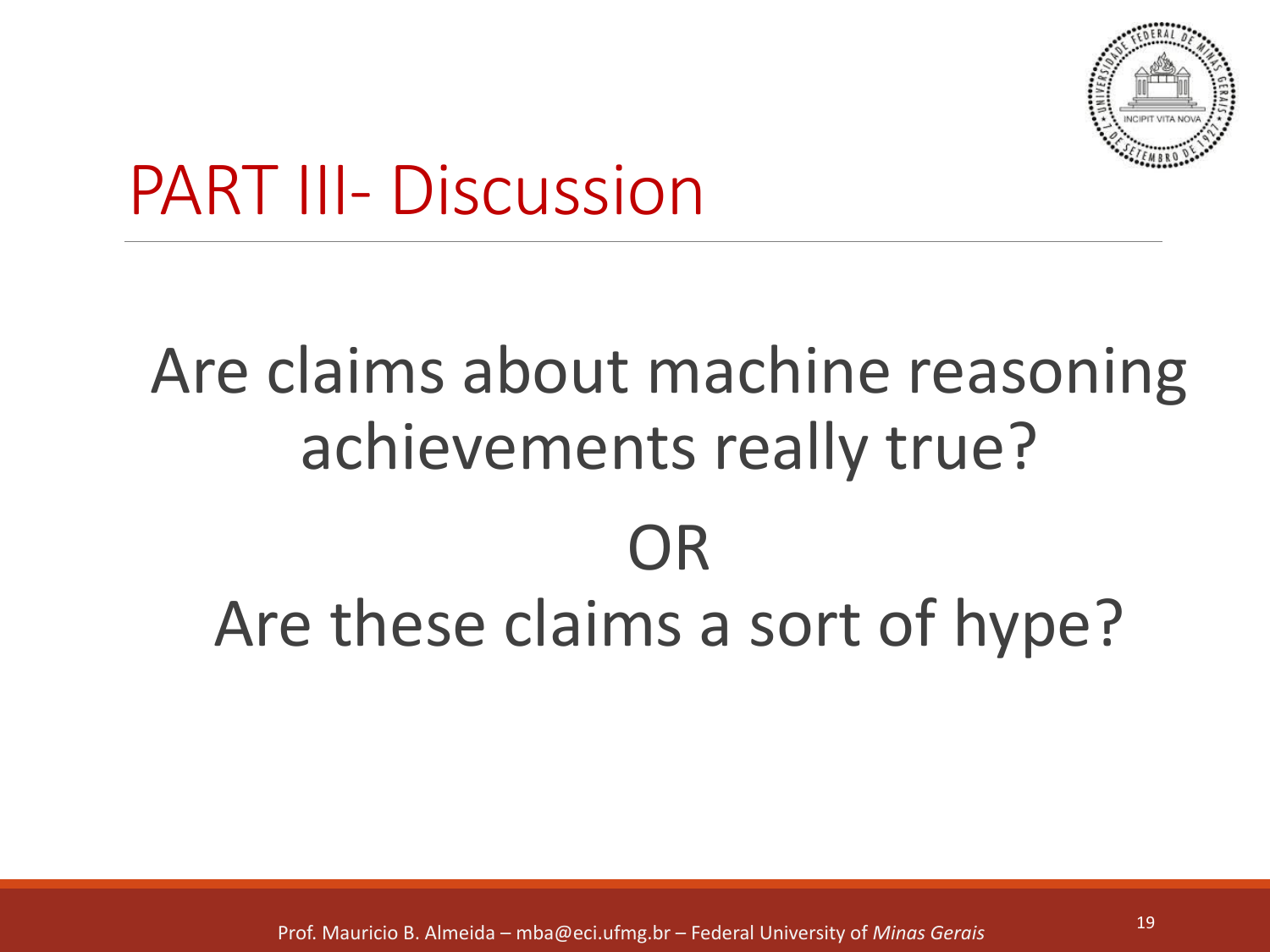# PART III- Discussion

Are claims about machine reasoning achievements really true?

OR

Are these claims a sort of hype?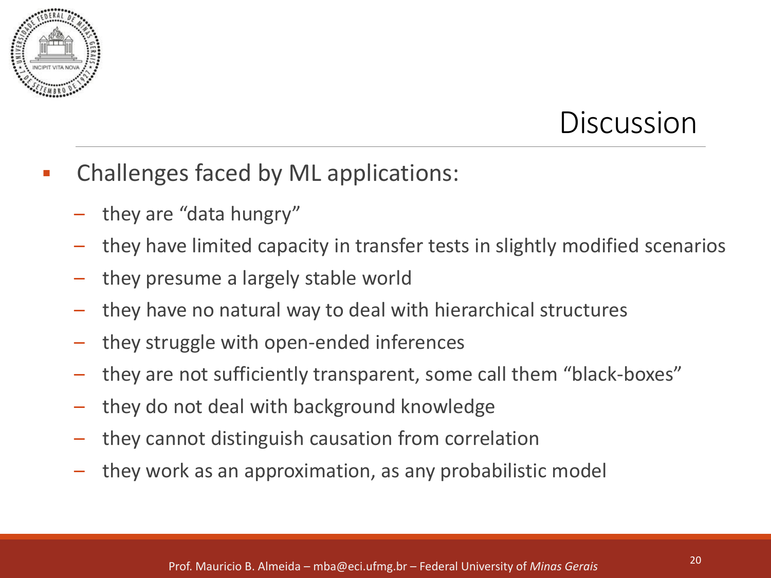# Discussion

- Challenges faced by ML applications:
  - they are "data hungry"
  - they have limited capacity in transfer tests in slightly modified scenarios
  - they presume a largely stable world
  - they have no natural way to deal with hierarchical structures
  - they struggle with open-ended inferences
  - they are not sufficiently transparent, some call them "black-boxes"
  - they do not deal with background knowledge
  - they cannot distinguish causation from correlation
  - they work as an approximation, as any probabilistic model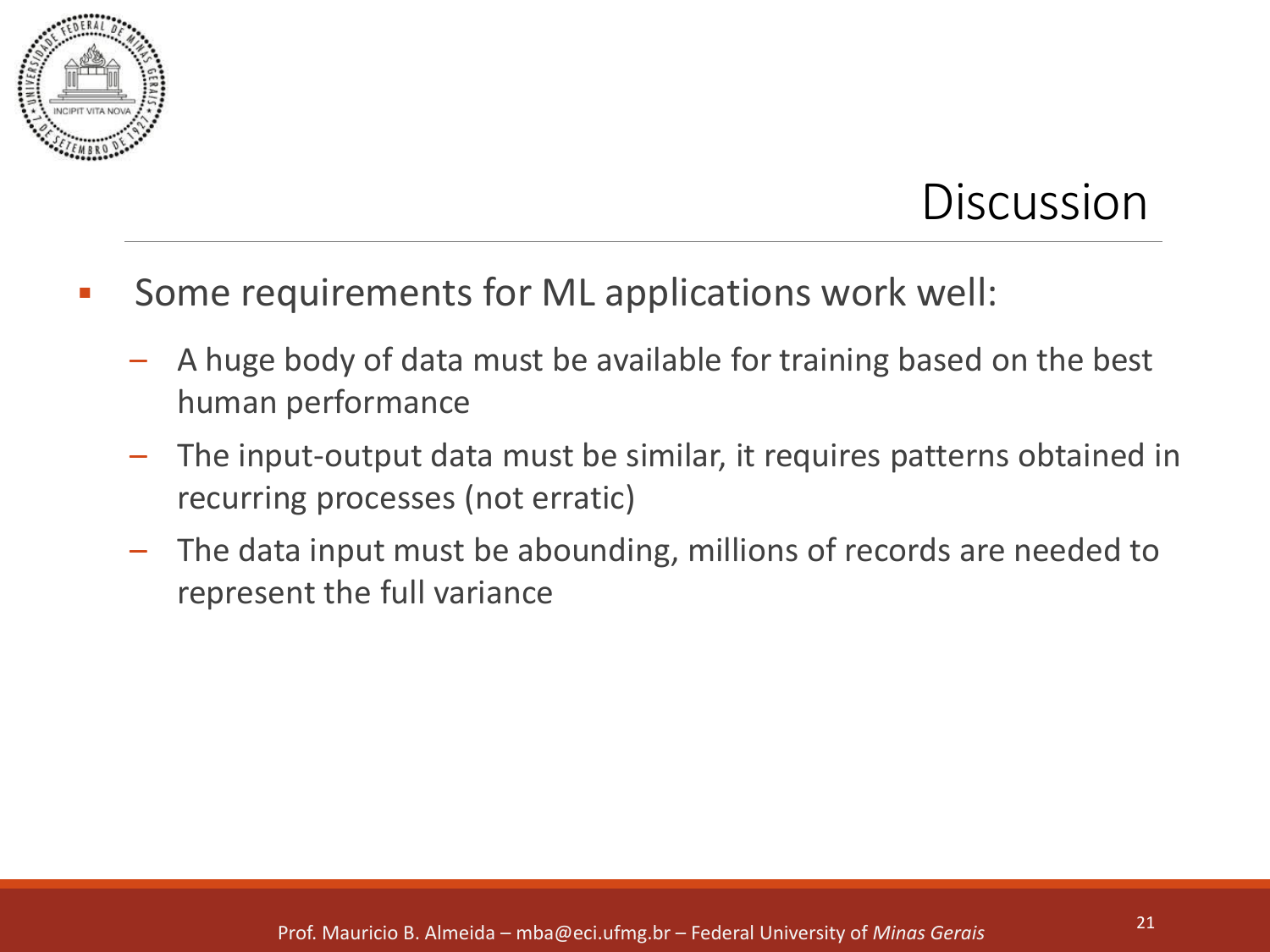# Discussion

- Some requirements for ML applications work well:
  - A huge body of data must be available for training based on the best human performance
  - The input-output data must be similar, it requires patterns obtained in recurring processes (not erratic)
  - The data input must be abounding, millions of records are needed to represent the full variance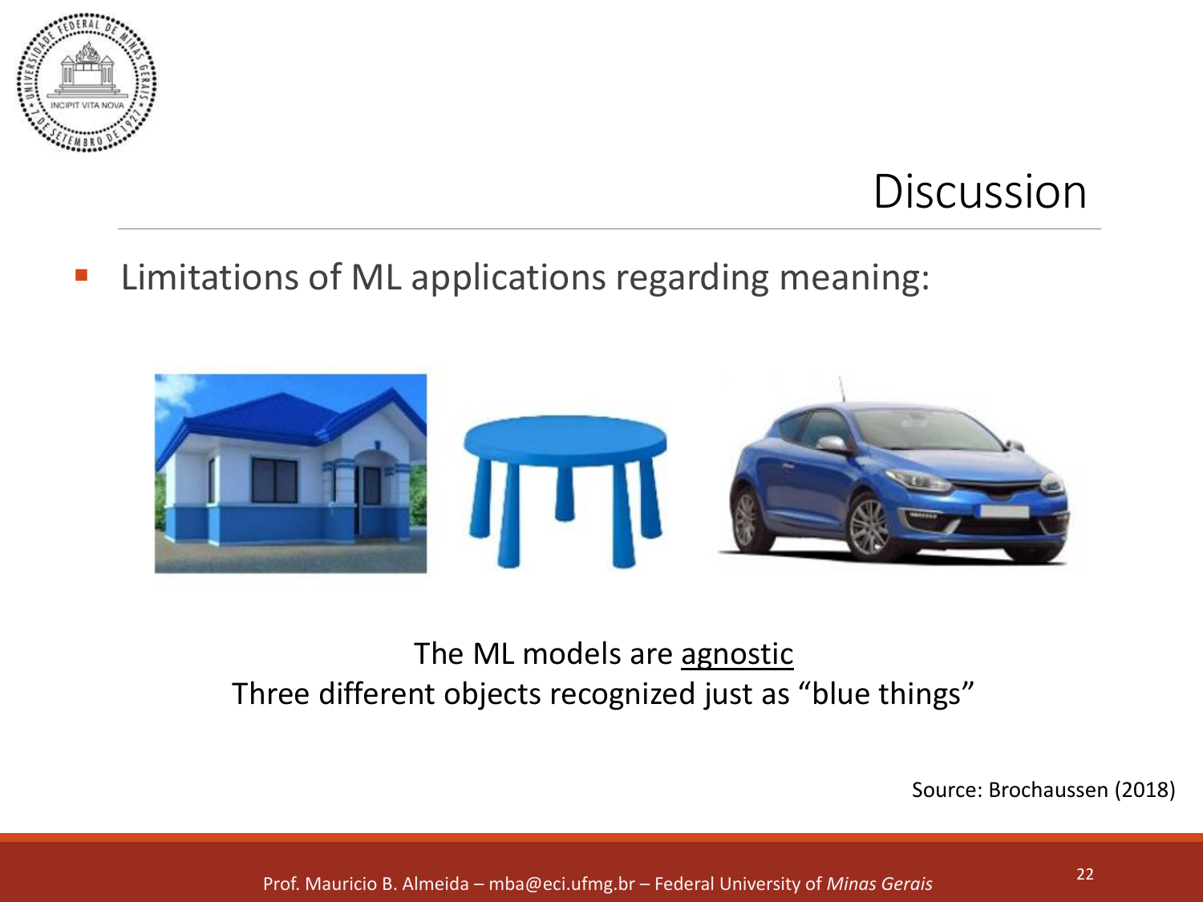# Discussion

- Limitations of ML applications regarding meaning:

The ML models are <u>agnostic</u>
Three different objects recognized just as "blue things"

Source: Brochaussen (2018)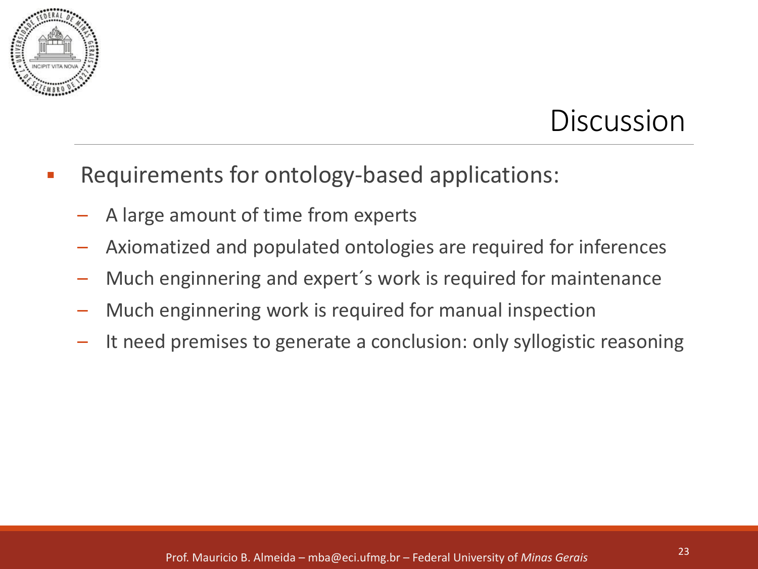# Discussion

- Requirements for ontology-based applications:
  - A large amount of time from experts
  - Axiomatized and populated ontologies are required for inferences
  - Much enginnering and expert´s work is required for maintenance
  - Much enginnering work is required for manual inspection
  - It need premises to generate a conclusion: only syllogistic reasoning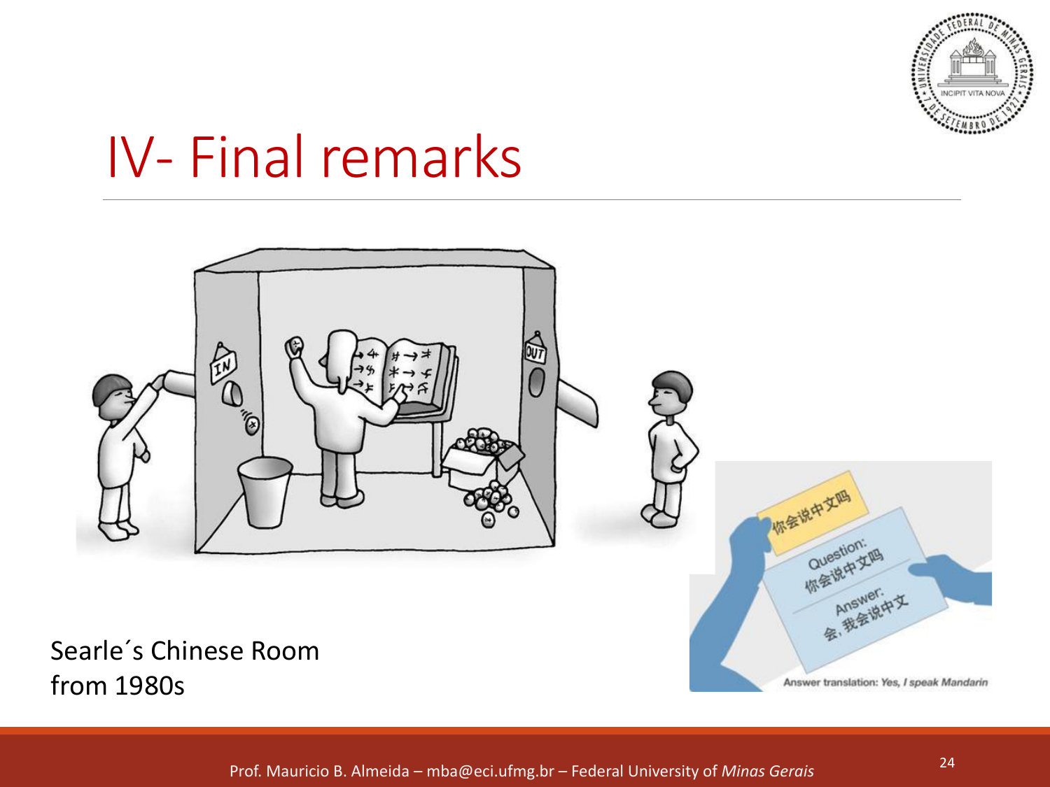# IV- Final remarks

Searle´s Chinese Room from 1980s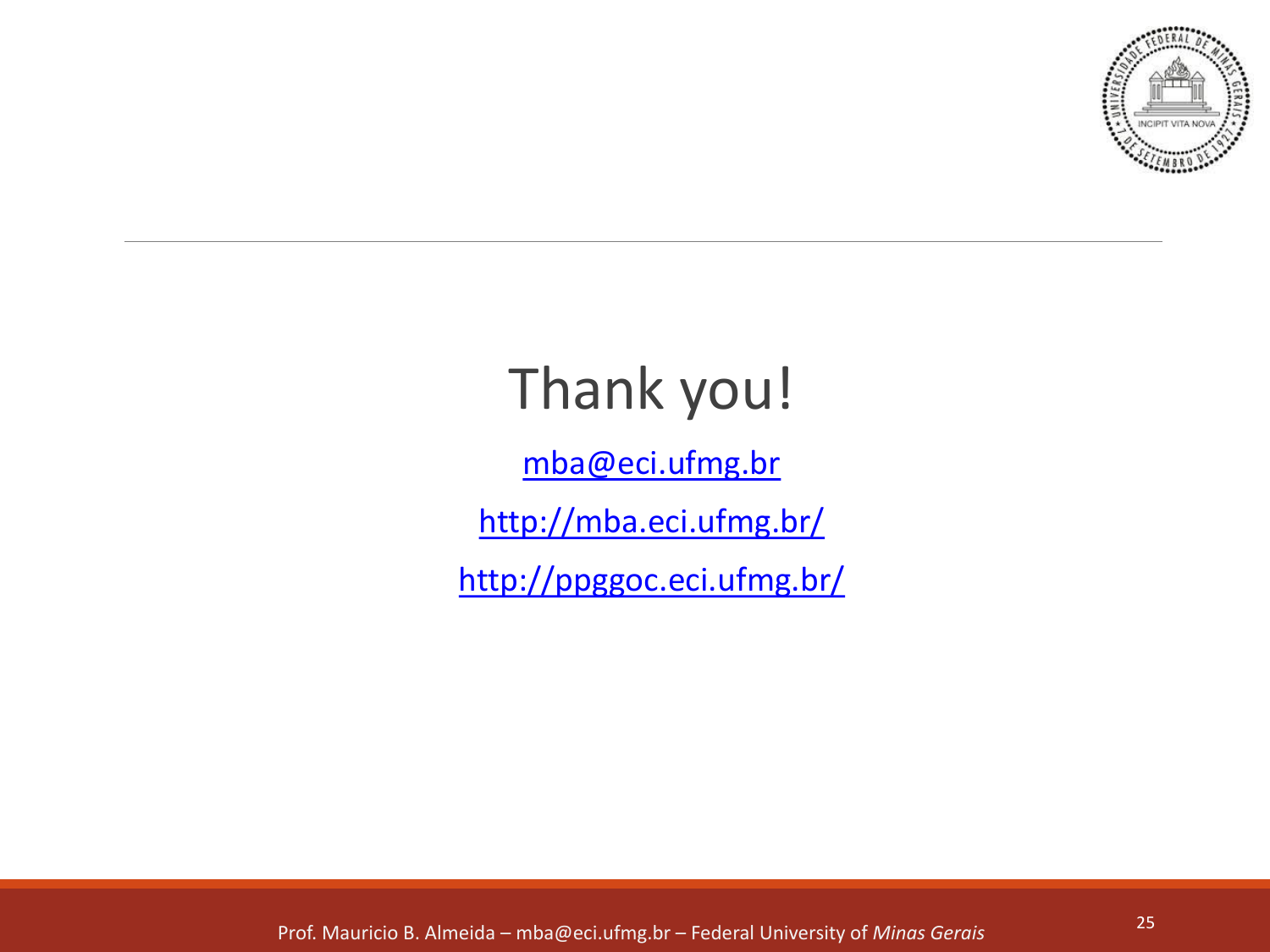# Thank you!

mba@eci.ufmg.br

http://mba.eci.ufmg.br/

http://ppggoc.eci.ufmg.br/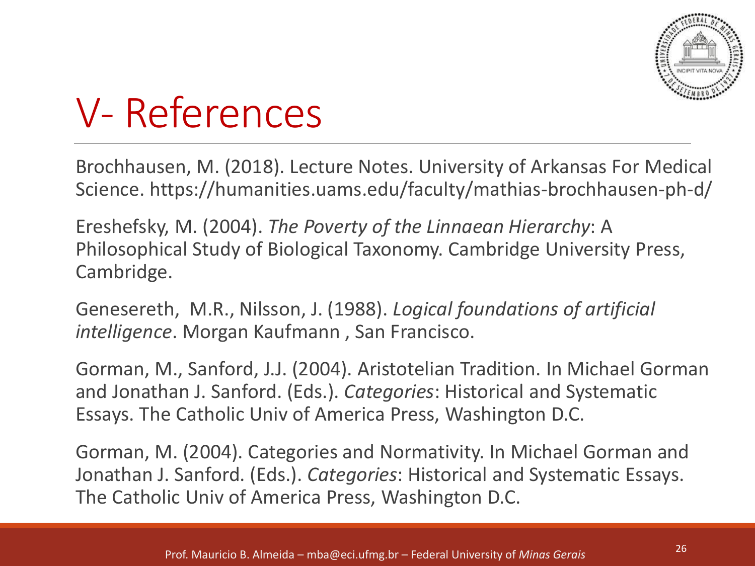# V- References

Brochhausen, M. (2018). Lecture Notes. University of Arkansas For Medical Science. https://humanities.uams.edu/faculty/mathias-brochhausen-ph-d/

Ereshefsky, M. (2004). *The Poverty of the Linnaean Hierarchy*: A Philosophical Study of Biological Taxonomy. Cambridge University Press, Cambridge.

Genesereth, M.R., Nilsson, J. (1988). *Logical foundations of artificial intelligence*. Morgan Kaufmann , San Francisco.

Gorman, M., Sanford, J.J. (2004). Aristotelian Tradition. In Michael Gorman and Jonathan J. Sanford. (Eds.). *Categories*: Historical and Systematic Essays. The Catholic Univ of America Press, Washington D.C.

Gorman, M. (2004). Categories and Normativity. In Michael Gorman and Jonathan J. Sanford. (Eds.). *Categories*: Historical and Systematic Essays. The Catholic Univ of America Press, Washington D.C.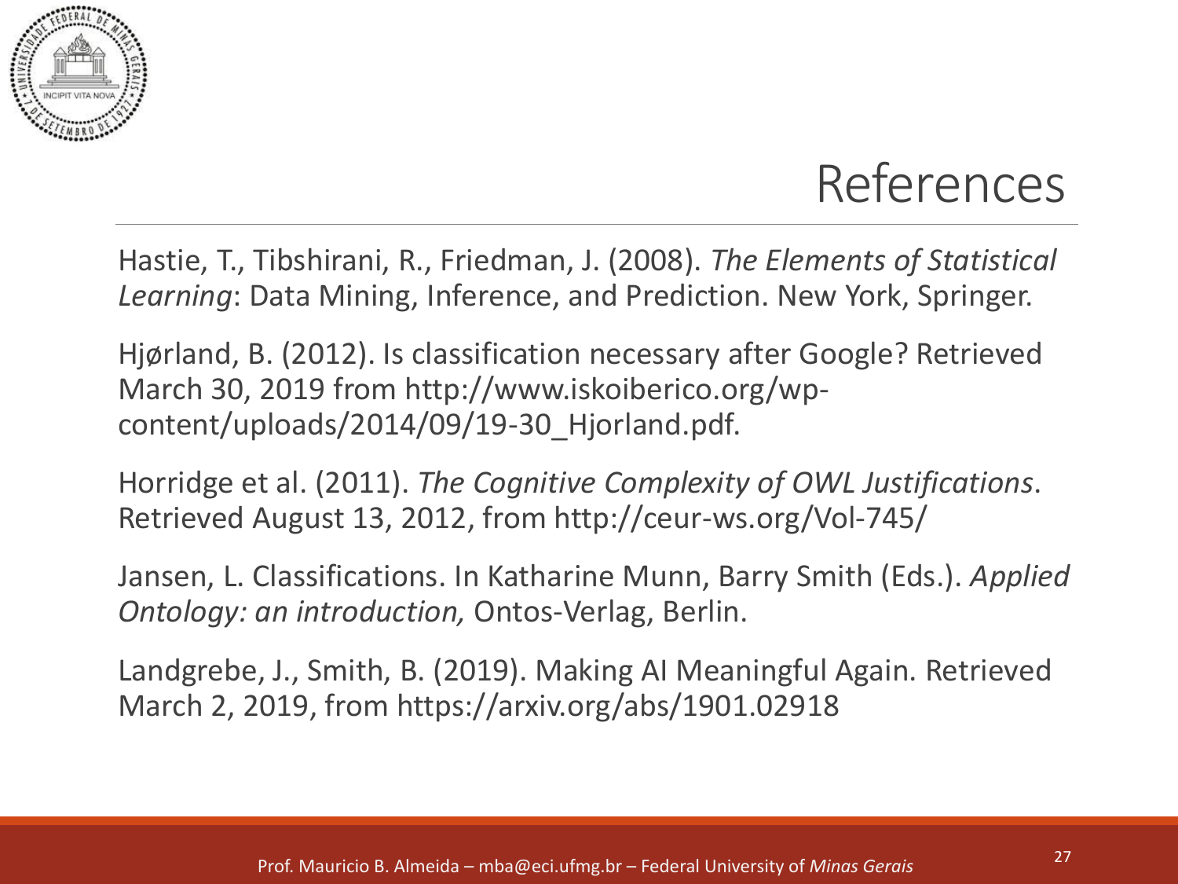# References

Hastie, T., Tibshirani, R., Friedman, J. (2008). *The Elements of Statistical Learning*: Data Mining, Inference, and Prediction. New York, Springer.

Hjørland, B. (2012). Is classification necessary after Google? Retrieved March 30, 2019 from http://www.iskoiberico.org/wp-content/uploads/2014/09/19-30_Hjorland.pdf.

Horridge et al. (2011). *The Cognitive Complexity of OWL Justifications*. Retrieved August 13, 2012, from http://ceur-ws.org/Vol-745/

Jansen, L. Classifications. In Katharine Munn, Barry Smith (Eds.). *Applied Ontology: an introduction,* Ontos-Verlag, Berlin.

Landgrebe, J., Smith, B. (2019). Making AI Meaningful Again. Retrieved March 2, 2019, from https://arxiv.org/abs/1901.02918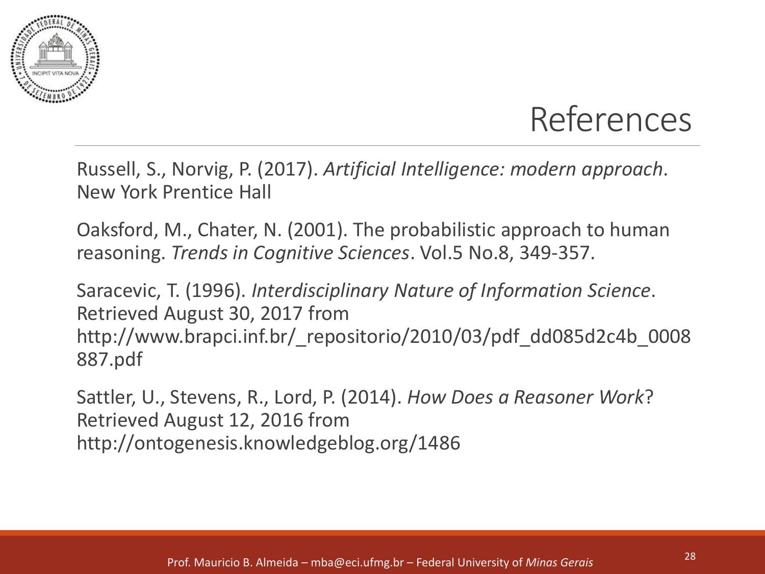# References

Russell, S., Norvig, P. (2017). *Artificial Intelligence: modern approach*. New York Prentice Hall

Oaksford, M., Chater, N. (2001). The probabilistic approach to human reasoning. *Trends in Cognitive Sciences*. Vol.5 No.8, 349-357.

Saracevic, T. (1996). *Interdisciplinary Nature of Information Science*. Retrieved August 30, 2017 from http://www.brapci.inf.br/_repositorio/2010/03/pdf_dd085d2c4b_0008887.pdf

Sattler, U., Stevens, R., Lord, P. (2014). *How Does a Reasoner Work*? Retrieved August 12, 2016 from http://ontogenesis.knowledgeblog.org/1486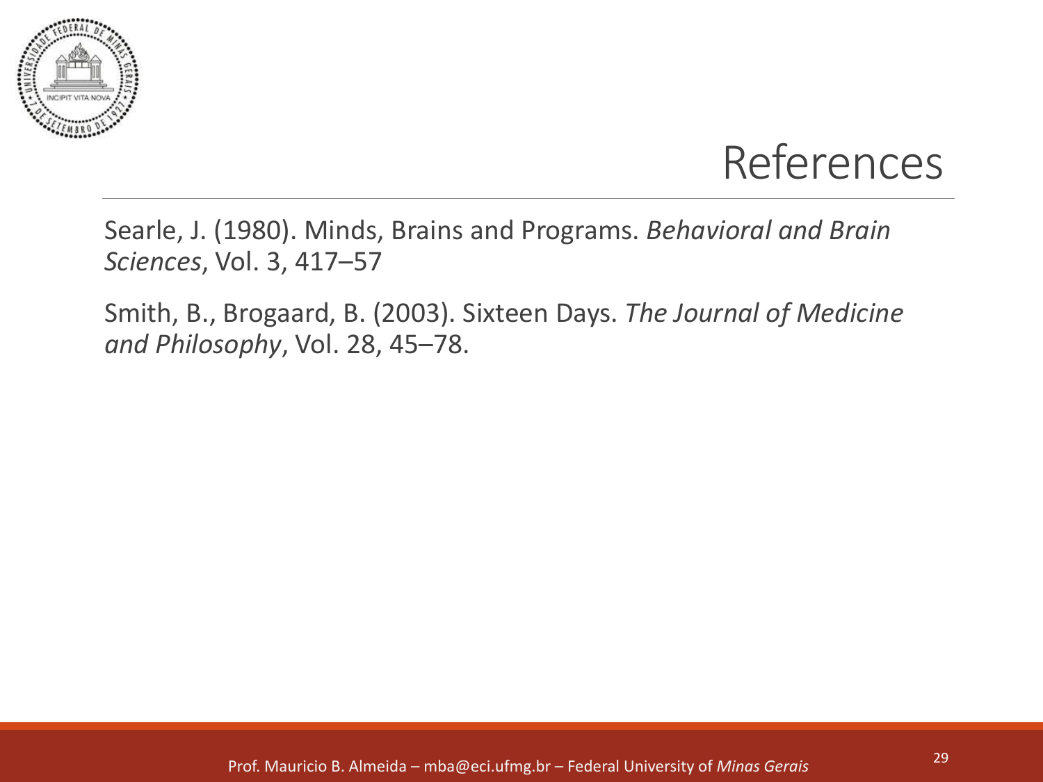# References

Searle, J. (1980). Minds, Brains and Programs. *Behavioral and Brain Sciences*, Vol. 3, 417–57

Smith, B., Brogaard, B. (2003). Sixteen Days. *The Journal of Medicine and Philosophy*, Vol. 28, 45–78.